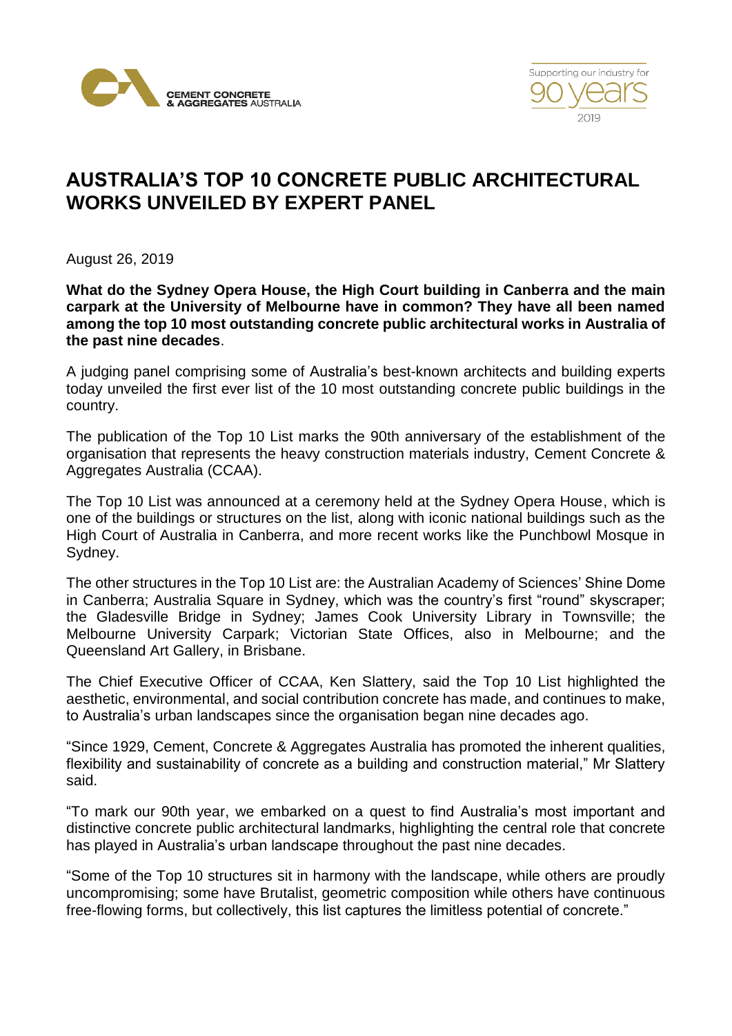CEMENT CONCRETE & AGGREGATES AUSTRALIA

Supporting our industry for 90 years 2019

# AUSTRALIA'S TOP 10 CONCRETE PUBLIC ARCHITECTURAL WORKS UNVEILED BY EXPERT PANEL

August 26, 2019

**What do the Sydney Opera House, the High Court building in Canberra and the main carpark at the University of Melbourne have in common? They have all been named among the top 10 most outstanding concrete public architectural works in Australia of the past nine decades**.

A judging panel comprising some of Australia's best-known architects and building experts today unveiled the first ever list of the 10 most outstanding concrete public buildings in the country.

The publication of the Top 10 List marks the 90th anniversary of the establishment of the organisation that represents the heavy construction materials industry, Cement Concrete & Aggregates Australia (CCAA).

The Top 10 List was announced at a ceremony held at the Sydney Opera House, which is one of the buildings or structures on the list, along with iconic national buildings such as the High Court of Australia in Canberra, and more recent works like the Punchbowl Mosque in Sydney.

The other structures in the Top 10 List are: the Australian Academy of Sciences' Shine Dome in Canberra; Australia Square in Sydney, which was the country's first "round" skyscraper; the Gladesville Bridge in Sydney; James Cook University Library in Townsville; the Melbourne University Carpark; Victorian State Offices, also in Melbourne; and the Queensland Art Gallery, in Brisbane.

The Chief Executive Officer of CCAA, Ken Slattery, said the Top 10 List highlighted the aesthetic, environmental, and social contribution concrete has made, and continues to make, to Australia's urban landscapes since the organisation began nine decades ago.

"Since 1929, Cement, Concrete & Aggregates Australia has promoted the inherent qualities, flexibility and sustainability of concrete as a building and construction material," Mr Slattery said.

"To mark our 90th year, we embarked on a quest to find Australia's most important and distinctive concrete public architectural landmarks, highlighting the central role that concrete has played in Australia's urban landscape throughout the past nine decades.

"Some of the Top 10 structures sit in harmony with the landscape, while others are proudly uncompromising; some have Brutalist, geometric composition while others have continuous free-flowing forms, but collectively, this list captures the limitless potential of concrete."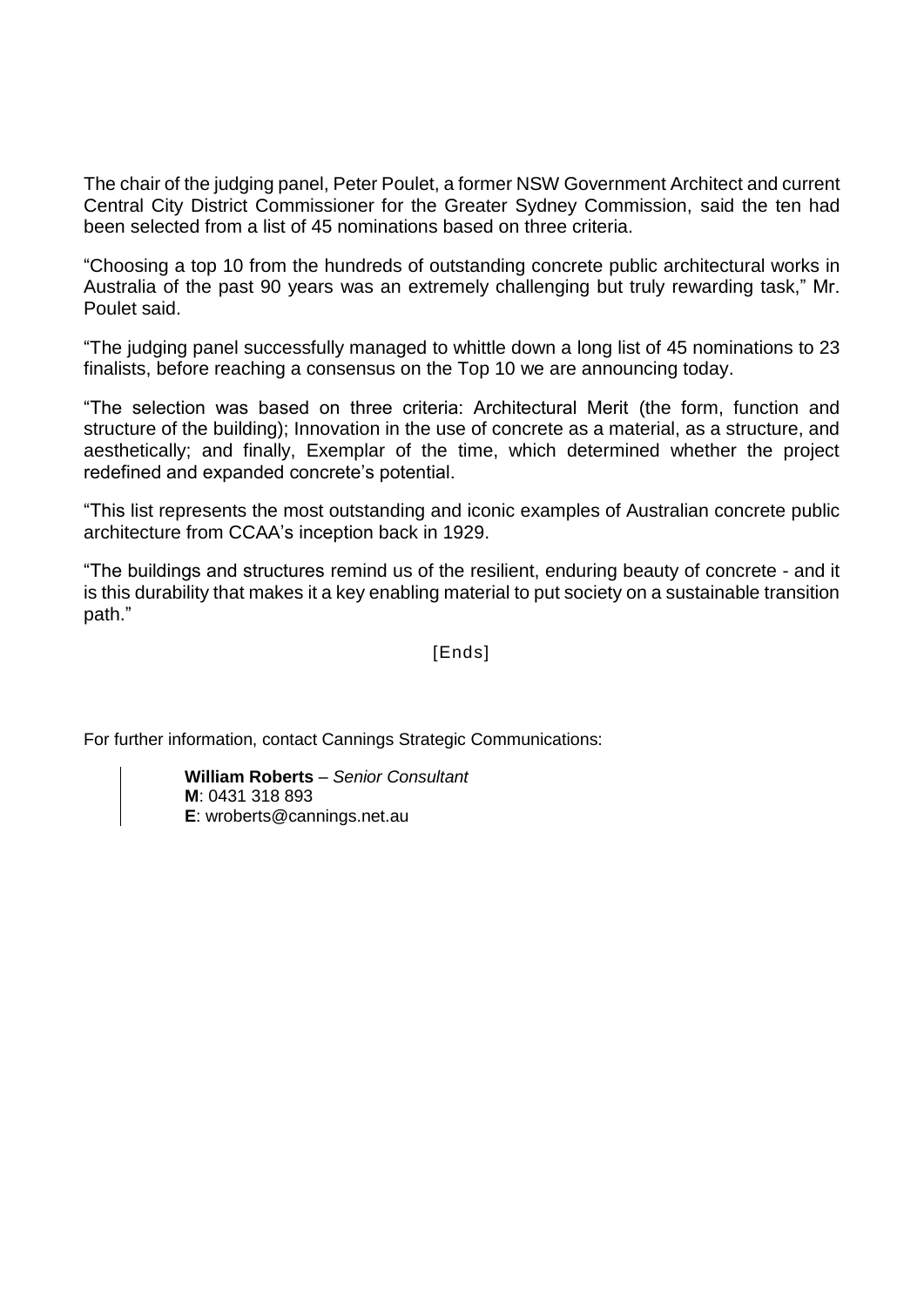The chair of the judging panel, Peter Poulet, a former NSW Government Architect and current Central City District Commissioner for the Greater Sydney Commission, said the ten had been selected from a list of 45 nominations based on three criteria.

"Choosing a top 10 from the hundreds of outstanding concrete public architectural works in Australia of the past 90 years was an extremely challenging but truly rewarding task," Mr. Poulet said.

"The judging panel successfully managed to whittle down a long list of 45 nominations to 23 finalists, before reaching a consensus on the Top 10 we are announcing today.

"The selection was based on three criteria: Architectural Merit (the form, function and structure of the building); Innovation in the use of concrete as a material, as a structure, and aesthetically; and finally, Exemplar of the time, which determined whether the project redefined and expanded concrete's potential.

"This list represents the most outstanding and iconic examples of Australian concrete public architecture from CCAA's inception back in 1929.

"The buildings and structures remind us of the resilient, enduring beauty of concrete - and it is this durability that makes it a key enabling material to put society on a sustainable transition path."

[Ends]

For further information, contact Cannings Strategic Communications:

> **William Roberts** – *Senior Consultant*
> **M**: 0431 318 893
> **E**: wroberts@cannings.net.au